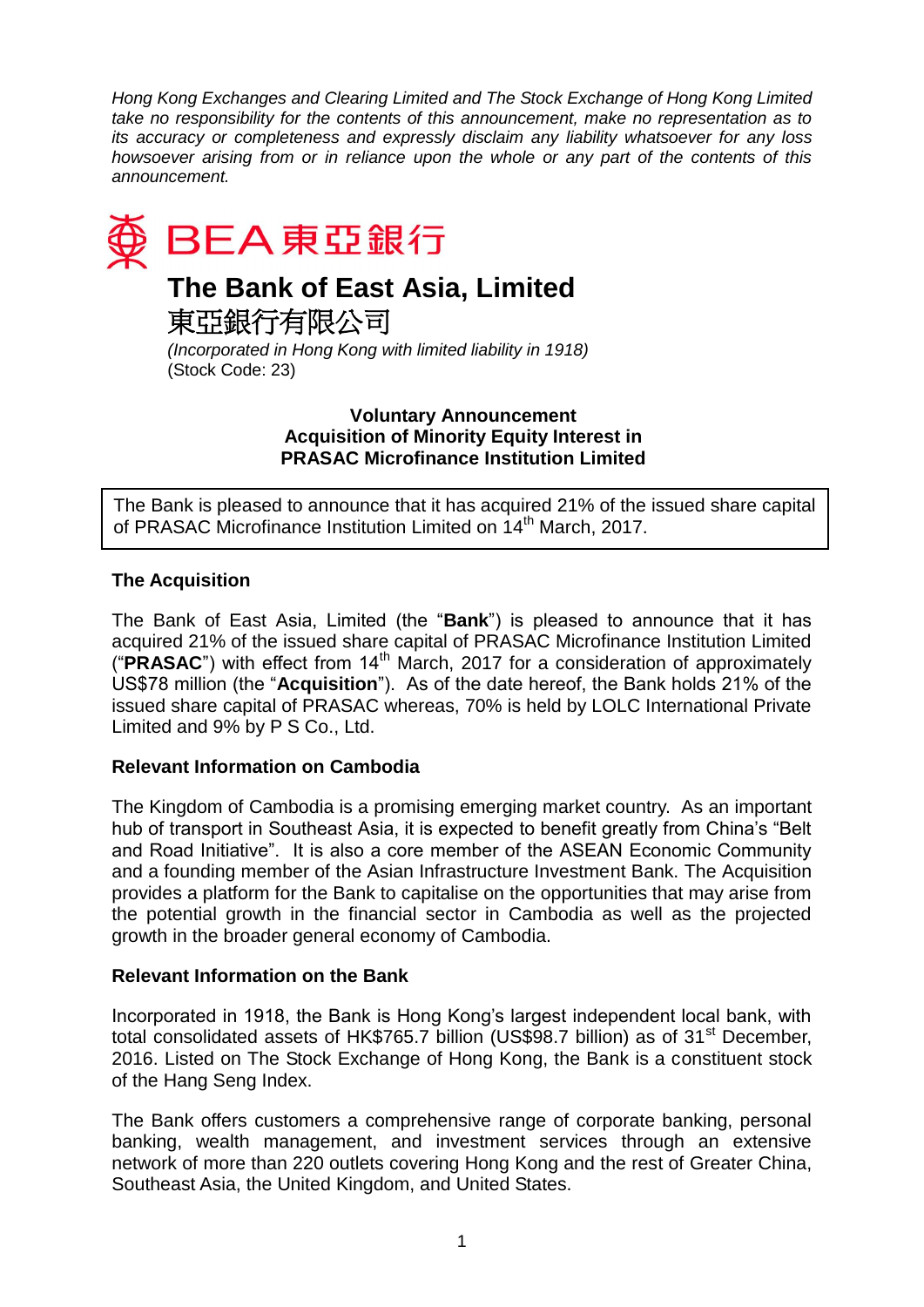*Hong Kong Exchanges and Clearing Limited and The Stock Exchange of Hong Kong Limited take no responsibility for the contents of this announcement, make no representation as to its accuracy or completeness and expressly disclaim any liability whatsoever for any loss howsoever arising from or in reliance upon the whole or any part of the contents of this announcement.*

BEA 東亞銀行

# The Bank of East Asia, Limited

# 東亞銀行有限公司

*(Incorporated in Hong Kong with limited liability in 1918)*
(Stock Code: 23)

**Voluntary Announcement**
**Acquisition of Minority Equity Interest in**
**PRASAC Microfinance Institution Limited**

The Bank is pleased to announce that it has acquired 21% of the issued share capital of PRASAC Microfinance Institution Limited on 14th March, 2017.

### The Acquisition

The Bank of East Asia, Limited (the "**Bank**") is pleased to announce that it has acquired 21% of the issued share capital of PRASAC Microfinance Institution Limited ("**PRASAC**") with effect from 14th March, 2017 for a consideration of approximately US$78 million (the "**Acquisition**"). As of the date hereof, the Bank holds 21% of the issued share capital of PRASAC whereas, 70% is held by LOLC International Private Limited and 9% by P S Co., Ltd.

### Relevant Information on Cambodia

The Kingdom of Cambodia is a promising emerging market country. As an important hub of transport in Southeast Asia, it is expected to benefit greatly from China's "Belt and Road Initiative". It is also a core member of the ASEAN Economic Community and a founding member of the Asian Infrastructure Investment Bank. The Acquisition provides a platform for the Bank to capitalise on the opportunities that may arise from the potential growth in the financial sector in Cambodia as well as the projected growth in the broader general economy of Cambodia.

### Relevant Information on the Bank

Incorporated in 1918, the Bank is Hong Kong's largest independent local bank, with total consolidated assets of HK$765.7 billion (US$98.7 billion) as of 31st December, 2016. Listed on The Stock Exchange of Hong Kong, the Bank is a constituent stock of the Hang Seng Index.

The Bank offers customers a comprehensive range of corporate banking, personal banking, wealth management, and investment services through an extensive network of more than 220 outlets covering Hong Kong and the rest of Greater China, Southeast Asia, the United Kingdom, and United States.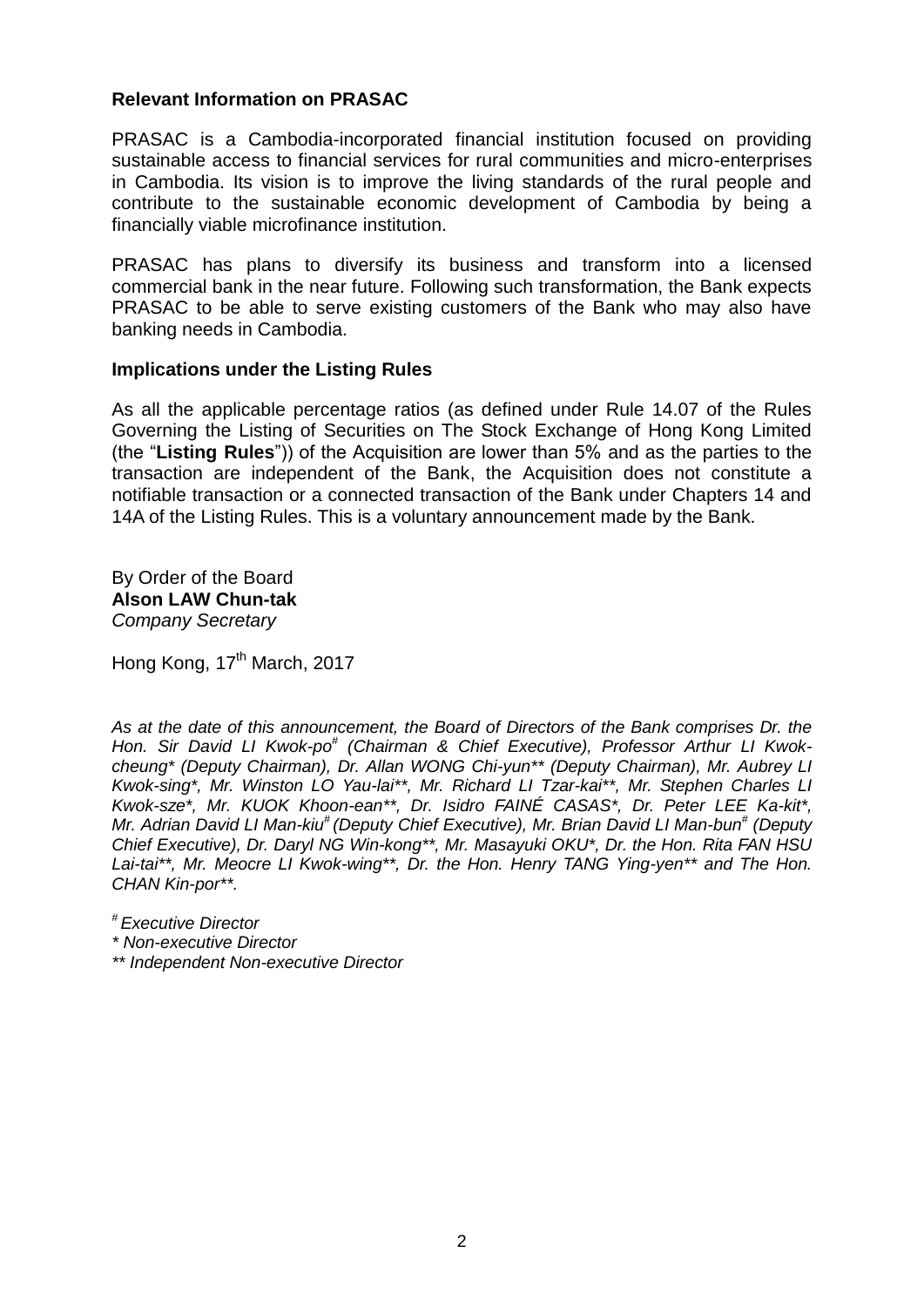**Relevant Information on PRASAC**

PRASAC is a Cambodia-incorporated financial institution focused on providing sustainable access to financial services for rural communities and micro-enterprises in Cambodia. Its vision is to improve the living standards of the rural people and contribute to the sustainable economic development of Cambodia by being a financially viable microfinance institution.

PRASAC has plans to diversify its business and transform into a licensed commercial bank in the near future. Following such transformation, the Bank expects PRASAC to be able to serve existing customers of the Bank who may also have banking needs in Cambodia.

**Implications under the Listing Rules**

As all the applicable percentage ratios (as defined under Rule 14.07 of the Rules Governing the Listing of Securities on The Stock Exchange of Hong Kong Limited (the "**Listing Rules**")) of the Acquisition are lower than 5% and as the parties to the transaction are independent of the Bank, the Acquisition does not constitute a notifiable transaction or a connected transaction of the Bank under Chapters 14 and 14A of the Listing Rules. This is a voluntary announcement made by the Bank.

By Order of the Board
**Alson LAW Chun-tak**
*Company Secretary*

Hong Kong, 17th March, 2017

*As at the date of this announcement, the Board of Directors of the Bank comprises Dr. the Hon. Sir David LI Kwok-po# (Chairman & Chief Executive), Professor Arthur LI Kwok-cheung* (Deputy Chairman), Dr. Allan WONG Chi-yun** (Deputy Chairman), Mr. Aubrey LI Kwok-sing*, Mr. Winston LO Yau-lai**, Mr. Richard LI Tzar-kai**, Mr. Stephen Charles LI Kwok-sze*, Mr. KUOK Khoon-ean**, Dr. Isidro FAINÉ CASAS*, Dr. Peter LEE Ka-kit*, Mr. Adrian David LI Man-kiu# (Deputy Chief Executive), Mr. Brian David LI Man-bun# (Deputy Chief Executive), Dr. Daryl NG Win-kong**, Mr. Masayuki OKU*, Dr. the Hon. Rita FAN HSU Lai-tai**, Mr. Meocre LI Kwok-wing**, Dr. the Hon. Henry TANG Ying-yen** and The Hon. CHAN Kin-por**.*

*# Executive Director*
** Non-executive Director*
**** Independent Non-executive Director*